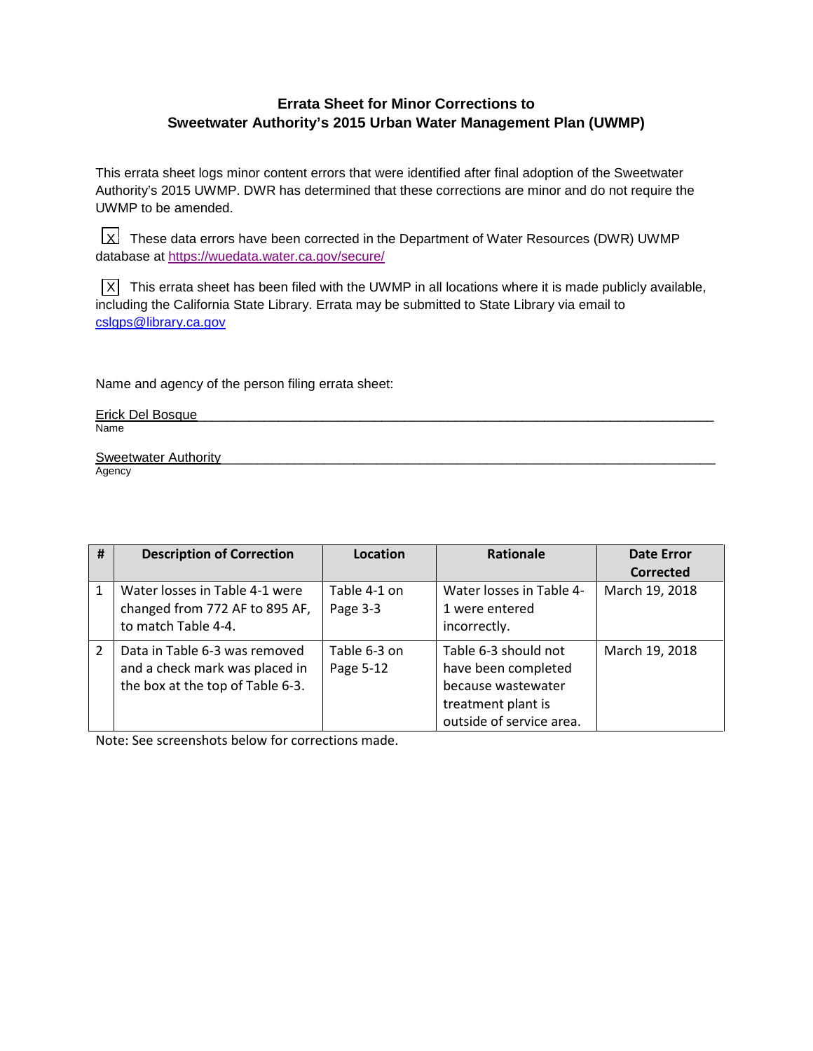# Errata Sheet for Minor Corrections to Sweetwater Authority's 2015 Urban Water Management Plan (UWMP)

This errata sheet logs minor content errors that were identified after final adoption of the Sweetwater Authority's 2015 UWMP. DWR has determined that these corrections are minor and do not require the UWMP to be amended.

[X] These data errors have been corrected in the Department of Water Resources (DWR) UWMP database at https://wuedata.water.ca.gov/secure/

[X] This errata sheet has been filed with the UWMP in all locations where it is made publicly available, including the California State Library. Errata may be submitted to State Library via email to cslgps@library.ca.gov

Name and agency of the person filing errata sheet:

Erick Del Bosque
Name

Sweetwater Authority
Agency

| # | Description of Correction | Location | Rationale | Date Error Corrected |
|---|---|---|---|---|
| 1 | Water losses in Table 4-1 were changed from 772 AF to 895 AF, to match Table 4-4. | Table 4-1 on Page 3-3 | Water losses in Table 4-1 were entered incorrectly. | March 19, 2018 |
| 2 | Data in Table 6-3 was removed and a check mark was placed in the box at the top of Table 6-3. | Table 6-3 on Page 5-12 | Table 6-3 should not have been completed because wastewater treatment plant is outside of service area. | March 19, 2018 |

Note: See screenshots below for corrections made.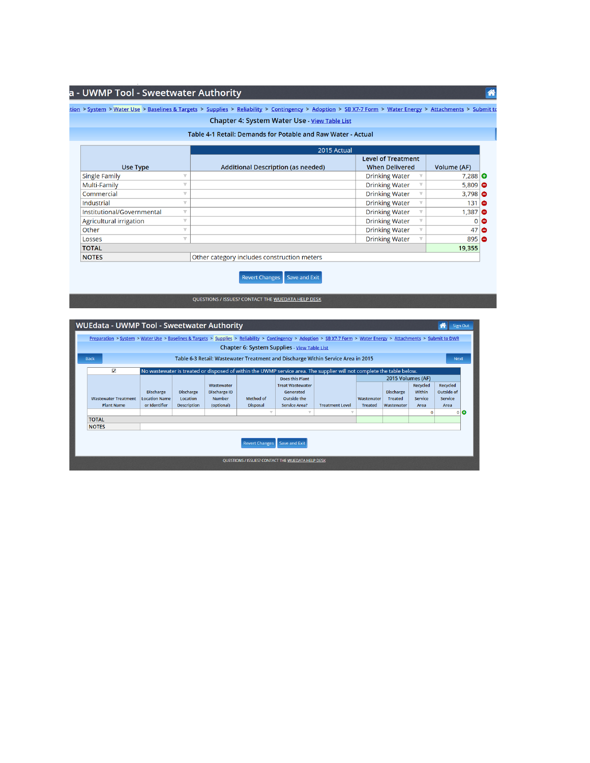a - UWMP Tool - Sweetwater Authority

tion > System > Water Use > Baselines & Targets > Supplies > Reliability > Contingency > Adoption > SB X7-7 Form > Water Energy > Attachments > Submit to

Chapter 4: System Water Use - View Table List

Table 4-1 Retail: Demands for Potable and Raw Water - Actual

| Use Type | 2015 Actual | | |
|---|---|---|---|
| | Additional Description (as needed) | Level of Treatment When Delivered | Volume (AF) |
| Single Family | | Drinking Water | 7,288 |
| Multi-Family | | Drinking Water | 5,809 |
| Commercial | | Drinking Water | 3,798 |
| Industrial | | Drinking Water | 131 |
| Institutional/Governmental | | Drinking Water | 1,387 |
| Agricultural irrigation | | Drinking Water | 0 |
| Other | | Drinking Water | 47 |
| Losses | | Drinking Water | 895 |
| TOTAL | | | 19,355 |
| NOTES | Other category includes construction meters | | |

Revert Changes | Save and Exit

QUESTIONS / ISSUES? CONTACT THE WUEDATA HELP DESK

WUEdata - UWMP Tool - Sweetwater Authority

Sign Out

Preparation > System > Water Use > Baselines & Targets > Supplies > Reliability > Contingency > Adoption > SB X7-7 Form > Water Energy > Attachments > Submit to DWR

Chapter 6: System Supplies - View Table List

Back | Table 6-3 Retail: Wastewater Treatment and Discharge Within Service Area in 2015 | Next

☑ No wastewater is treated or disposed of within the UWMP service area. The supplier will not complete the table below.

| Wastewater Treatment Plant Name | Discharge Location Name or Identifier | Discharge Location Description | Wastewater Discharge ID Number (optional) | Method of Disposal | Does this Plant Treat Wastewater Generated Outside the Service Area? | Treatment Level | 2015 Volumes (AF) | | | |
|---|---|---|---|---|---|---|---|---|---|---|
| | | | | | | | Wastewater Treated | Discharge Treated Wastewater | Recycled Within Service Area | Recycled Outside of Service Area |
| | | | | | | | | | 0 | 0 |
| TOTAL | | | | | | | | | | |
| NOTES | | | | | | | | | | |

Revert Changes | Save and Exit

QUESTIONS / ISSUES? CONTACT THE WUEDATA HELP DESK